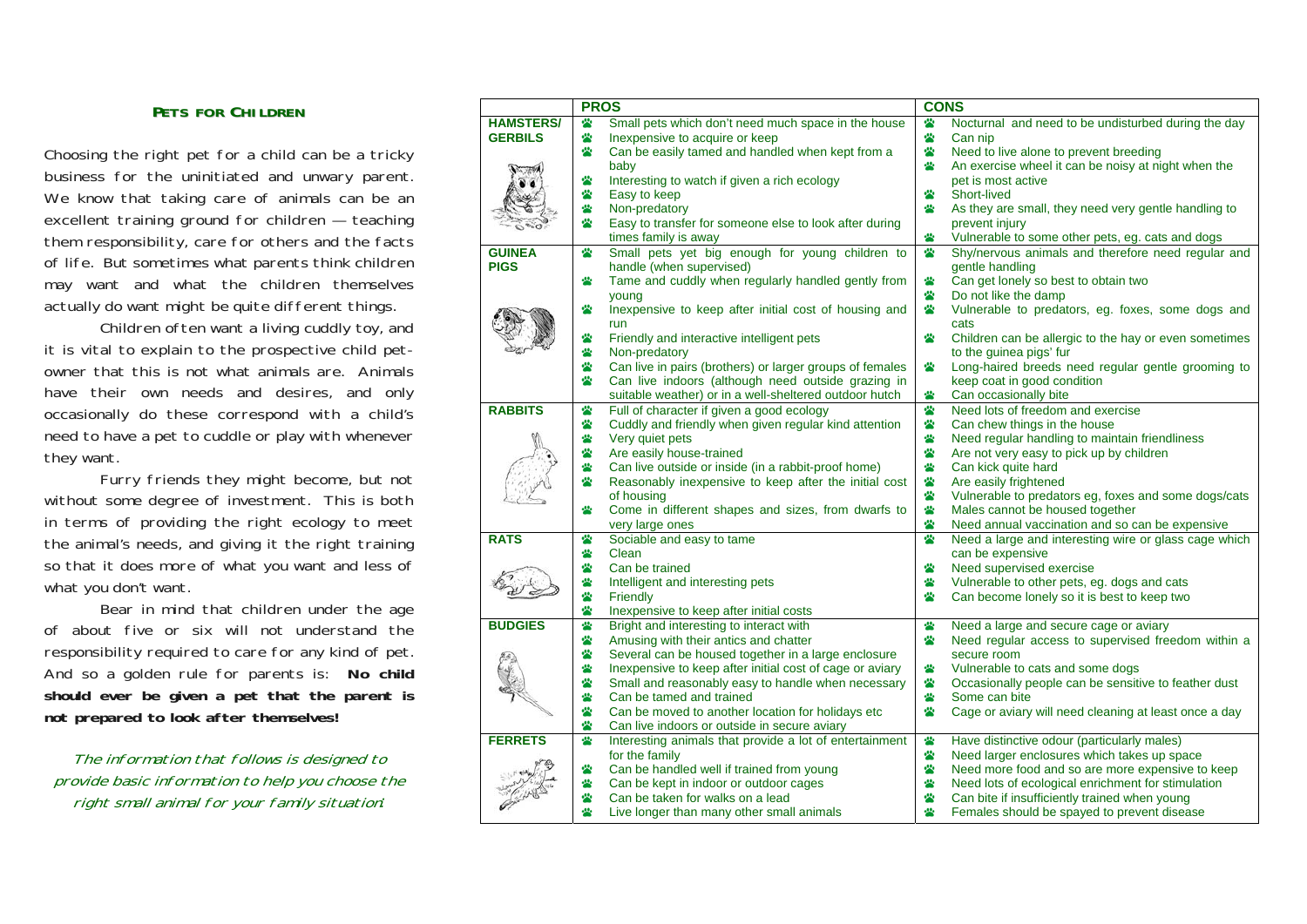## PETS FOR CHILDREN

Choosing the right pet for a child can be a tricky business for the uninitiated and unwary parent. We know that taking care of animals can be an excellent training ground for children — teaching them responsibility, care for others and the facts of life. But sometimes what parents think children may want and what the children themselves actually do want might be quite different things.

Children often want a living cuddly toy, and it is vital to explain to the prospective child pet-owner that this is not what animals are. Animals have their own needs and desires, and only occasionally do these correspond with a child's need to have a pet to cuddle or play with whenever they want.

Furry friends they might become, but not without some degree of investment. This is both in terms of providing the right ecology to meet the animal's needs, and giving it the right training so that it does more of what you want and less of what you don't want.

Bear in mind that children under the age of about five or six will not understand the responsibility required to care for any kind of pet. And so a golden rule for parents is: **No child should ever be given a pet that the parent is not prepared to look after themselves!**

*The information that follows is designed to provide basic information to help you choose the right small animal for your family situation.*

| | PROS | CONS |
|---|---|---|
| **HAMSTERS/ GERBILS** | Small pets which don't need much space in the house<br>Inexpensive to acquire or keep<br>Can be easily tamed and handled when kept from a baby<br>Interesting to watch if given a rich ecology<br>Easy to keep<br>Non-predatory<br>Easy to transfer for someone else to look after during times family is away | Nocturnal and need to be undisturbed during the day<br>Can nip<br>Need to live alone to prevent breeding<br>An exercise wheel it can be noisy at night when the pet is most active<br>Short-lived<br>As they are small, they need very gentle handling to prevent injury<br>Vulnerable to some other pets, eg. cats and dogs |
| **GUINEA PIGS** | Small pets yet big enough for young children to handle (when supervised)<br>Tame and cuddly when regularly handled gently from young<br>Inexpensive to keep after initial cost of housing and run<br>Friendly and interactive intelligent pets<br>Non-predatory<br>Can live in pairs (brothers) or larger groups of females<br>Can live indoors (although need outside grazing in suitable weather) or in a well-sheltered outdoor hutch | Shy/nervous animals and therefore need regular and gentle handling<br>Can get lonely so best to obtain two<br>Do not like the damp<br>Vulnerable to predators, eg. foxes, some dogs and cats<br>Children can be allergic to the hay or even sometimes to the guinea pigs' fur<br>Long-haired breeds need regular gentle grooming to keep coat in good condition<br>Can occasionally bite |
| **RABBITS** | Full of character if given a good ecology<br>Cuddly and friendly when given regular kind attention<br>Very quiet pets<br>Are easily house-trained<br>Can live outside or inside (in a rabbit-proof home)<br>Reasonably inexpensive to keep after the initial cost of housing<br>Come in different shapes and sizes, from dwarfs to very large ones | Need lots of freedom and exercise<br>Can chew things in the house<br>Need regular handling to maintain friendliness<br>Are not very easy to pick up by children<br>Can kick quite hard<br>Are easily frightened<br>Vulnerable to predators eg, foxes and some dogs/cats<br>Males cannot be housed together<br>Need annual vaccination and so can be expensive |
| **RATS** | Sociable and easy to tame<br>Clean<br>Can be trained<br>Intelligent and interesting pets<br>Friendly<br>Inexpensive to keep after initial costs | Need a large and interesting wire or glass cage which can be expensive<br>Need supervised exercise<br>Vulnerable to other pets, eg. dogs and cats<br>Can become lonely so it is best to keep two |
| **BUDGIES** | Bright and interesting to interact with<br>Amusing with their antics and chatter<br>Several can be housed together in a large enclosure<br>Inexpensive to keep after initial cost of cage or aviary<br>Small and reasonably easy to handle when necessary<br>Can be tamed and trained<br>Can be moved to another location for holidays etc<br>Can live indoors or outside in secure aviary | Need a large and secure cage or aviary<br>Need regular access to supervised freedom within a secure room<br>Vulnerable to cats and some dogs<br>Occasionally people can be sensitive to feather dust<br>Some can bite<br>Cage or aviary will need cleaning at least once a day |
| **FERRETS** | Interesting animals that provide a lot of entertainment for the family<br>Can be handled well if trained from young<br>Can be kept in indoor or outdoor cages<br>Can be taken for walks on a lead<br>Live longer than many other small animals | Have distinctive odour (particularly males)<br>Need larger enclosures which takes up space<br>Need more food and so are more expensive to keep<br>Need lots of ecological enrichment for stimulation<br>Can bite if insufficiently trained when young<br>Females should be spayed to prevent disease |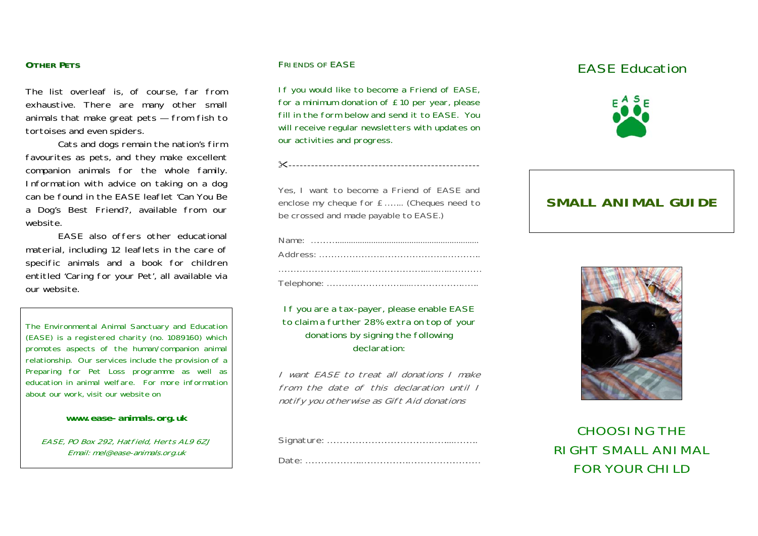## OTHER PETS

The list overleaf is, of course, far from exhaustive. There are many other small animals that make great pets — from fish to tortoises and even spiders.

Cats and dogs remain the nation's firm favourites as pets, and they make excellent companion animals for the whole family. Information with advice on taking on a dog can be found in the EASE leaflet 'Can You Be a Dog's Best Friend?, available from our website.

EASE also offers other educational material, including 12 leaflets in the care of specific animals and a book for children entitled 'Caring for your Pet', all available via our website.

The Environmental Animal Sanctuary and Education (EASE) is a registered charity (no. 1089160) which promotes aspects of the human/companion animal relationship. Our services include the provision of a Preparing for Pet Loss programme as well as education in animal welfare. For more information about our work, visit our website on

**www.ease-animals.org.uk**

*EASE, PO Box 292, Hatfield, Herts AL9 6ZJ*
*Email: mel@ease-animals.org.uk*

## FRIENDS OF EASE

If you would like to become a Friend of EASE, for a minimum donation of £10 per year, please fill in the form below and send it to EASE. You will receive regular newsletters with updates on our activities and progress.

✂--------------------------------------------------

Yes, I want to become a Friend of EASE and enclose my cheque for £……. (Cheques need to be crossed and made payable to EASE.)

Name: ……...............................................................

Address: ……………………………………………………

………………………………………………………………

Telephone: …………………………………………………

If you are a tax-payer, please enable EASE to claim a further 28% extra on top of your donations by signing the following declaration:

*I want EASE to treat all donations I make from the date of this declaration until I notify you otherwise as Gift Aid donations*

Signature: …………………………………………………

Date: ………………………………………………………

# EASE Education

## SMALL ANIMAL GUIDE

CHOOSING THE RIGHT SMALL ANIMAL FOR YOUR CHILD